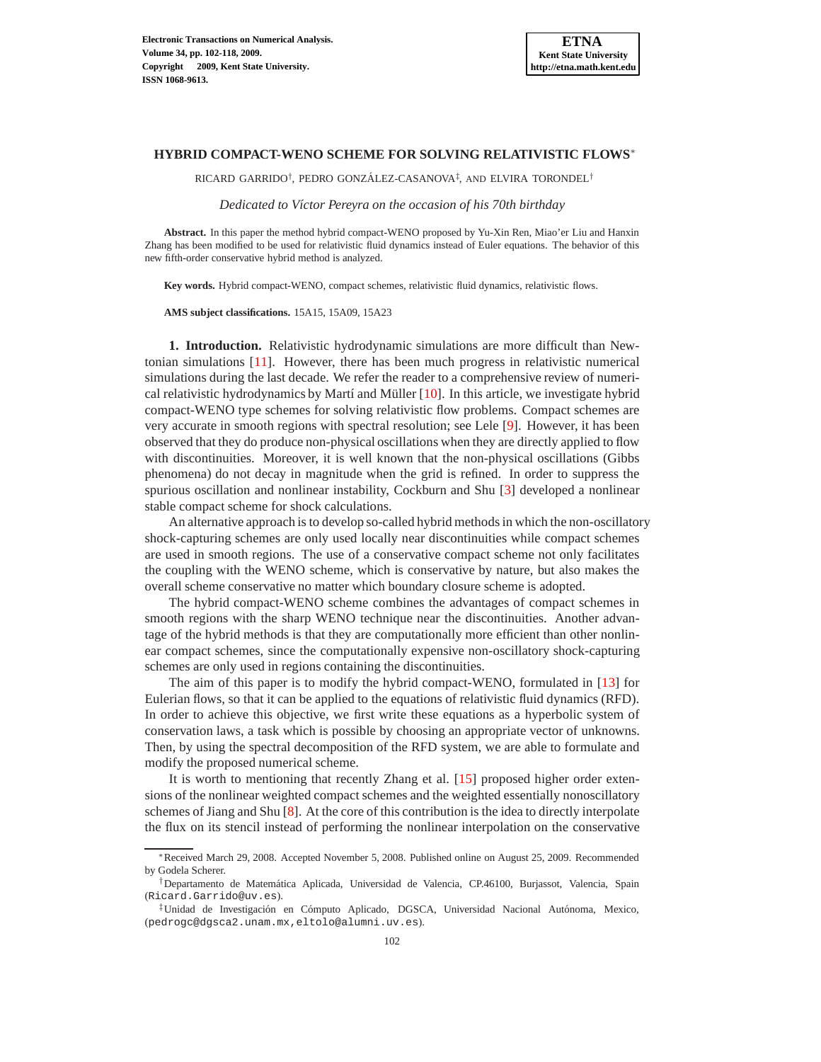# HYBRID COMPACT-WENO SCHEME FOR SOLVING RELATIVISTIC FLOWS*

RICARD GARRIDO†, PEDRO GONZÁLEZ-CASANOVA‡, AND ELVIRA TORONDEL†

*Dedicated to Víctor Pereyra on the occasion of his 70th birthday*

**Abstract.** In this paper the method hybrid compact-WENO proposed by Yu-Xin Ren, Miao'er Liu and Hanxin Zhang has been modified to be used for relativistic fluid dynamics instead of Euler equations. The behavior of this new fifth-order conservative hybrid method is analyzed.

**Key words.** Hybrid compact-WENO, compact schemes, relativistic fluid dynamics, relativistic flows.

**AMS subject classifications.** 15A15, 15A09, 15A23

**1. Introduction.** Relativistic hydrodynamic simulations are more difficult than Newtonian simulations [11]. However, there has been much progress in relativistic numerical simulations during the last decade. We refer the reader to a comprehensive review of numerical relativistic hydrodynamics by Martí and Müller [10]. In this article, we investigate hybrid compact-WENO type schemes for solving relativistic flow problems. Compact schemes are very accurate in smooth regions with spectral resolution; see Lele [9]. However, it has been observed that they do produce non-physical oscillations when they are directly applied to flow with discontinuities. Moreover, it is well known that the non-physical oscillations (Gibbs phenomena) do not decay in magnitude when the grid is refined. In order to suppress the spurious oscillation and nonlinear instability, Cockburn and Shu [3] developed a nonlinear stable compact scheme for shock calculations.

An alternative approach is to develop so-called hybrid methods in which the non-oscillatory shock-capturing schemes are only used locally near discontinuities while compact schemes are used in smooth regions. The use of a conservative compact scheme not only facilitates the coupling with the WENO scheme, which is conservative by nature, but also makes the overall scheme conservative no matter which boundary closure scheme is adopted.

The hybrid compact-WENO scheme combines the advantages of compact schemes in smooth regions with the sharp WENO technique near the discontinuities. Another advantage of the hybrid methods is that they are computationally more efficient than other nonlinear compact schemes, since the computationally expensive non-oscillatory shock-capturing schemes are only used in regions containing the discontinuities.

The aim of this paper is to modify the hybrid compact-WENO, formulated in [13] for Eulerian flows, so that it can be applied to the equations of relativistic fluid dynamics (RFD). In order to achieve this objective, we first write these equations as a hyperbolic system of conservation laws, a task which is possible by choosing an appropriate vector of unknowns. Then, by using the spectral decomposition of the RFD system, we are able to formulate and modify the proposed numerical scheme.

It is worth to mentioning that recently Zhang et al. [15] proposed higher order extensions of the nonlinear weighted compact schemes and the weighted essentially nonoscillatory schemes of Jiang and Shu [8]. At the core of this contribution is the idea to directly interpolate the flux on its stencil instead of performing the nonlinear interpolation on the conservative

---

*Received March 29, 2008. Accepted November 5, 2008. Published online on August 25, 2009. Recommended by Godela Scherer.

†Departamento de Matemática Aplicada, Universidad de Valencia, CP.46100, Burjassot, Valencia, Spain (Ricard.Garrido@uv.es).

‡Unidad de Investigación en Cómputo Aplicado, DGSCA, Universidad Nacional Autónoma, Mexico, (pedrogc@dgsca2.unam.mx,eltolo@alumni.uv.es).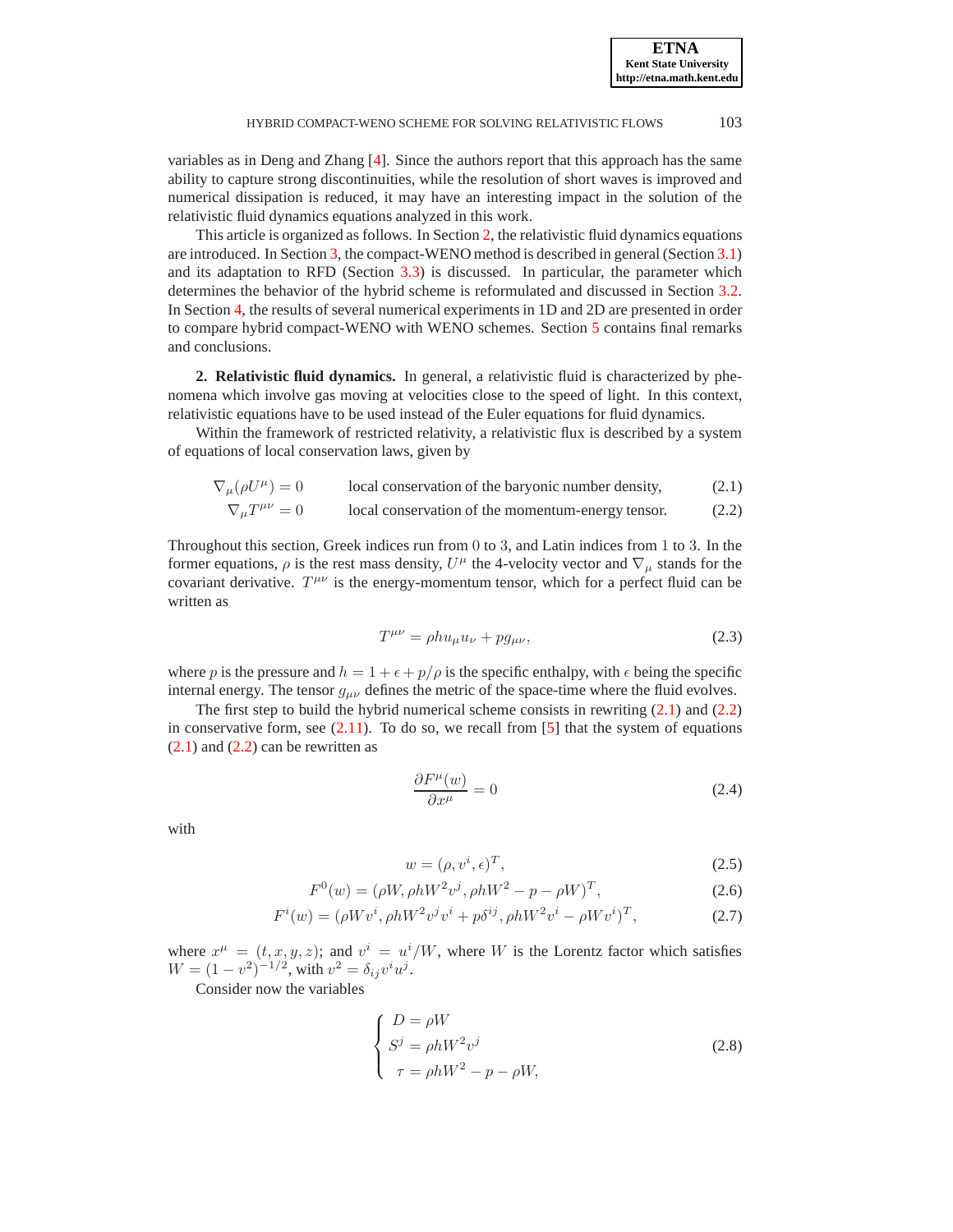variables as in Deng and Zhang [4]. Since the authors report that this approach has the same ability to capture strong discontinuities, while the resolution of short waves is improved and numerical dissipation is reduced, it may have an interesting impact in the solution of the relativistic fluid dynamics equations analyzed in this work.

This article is organized as follows. In Section 2, the relativistic fluid dynamics equations are introduced. In Section 3, the compact-WENO method is described in general (Section 3.1) and its adaptation to RFD (Section 3.3) is discussed. In particular, the parameter which determines the behavior of the hybrid scheme is reformulated and discussed in Section 3.2. In Section 4, the results of several numerical experiments in 1D and 2D are presented in order to compare hybrid compact-WENO with WENO schemes. Section 5 contains final remarks and conclusions.

## 2. Relativistic fluid dynamics.

In general, a relativistic fluid is characterized by phenomena which involve gas moving at velocities close to the speed of light. In this context, relativistic equations have to be used instead of the Euler equations for fluid dynamics.

Within the framework of restricted relativity, a relativistic flux is described by a system of equations of local conservation laws, given by

$$\nabla_\mu(\rho U^\mu) = 0 \qquad \text{local conservation of the baryonic number density,} \tag{2.1}$$

$$\nabla_\mu T^{\mu\nu} = 0 \qquad \text{local conservation of the momentum-energy tensor.} \tag{2.2}$$

Throughout this section, Greek indices run from $0$ to $3$, and Latin indices from $1$ to $3$. In the former equations, $\rho$ is the rest mass density, $U^\mu$ the 4-velocity vector and $\nabla_\mu$ stands for the covariant derivative. $T^{\mu\nu}$ is the energy-momentum tensor, which for a perfect fluid can be written as

$$T^{\mu\nu} = \rho h u_\mu u_\nu + p g_{\mu\nu}, \tag{2.3}$$

where $p$ is the pressure and $h = 1 + \epsilon + p/\rho$ is the specific enthalpy, with $\epsilon$ being the specific internal energy. The tensor $g_{\mu\nu}$ defines the metric of the space-time where the fluid evolves.

The first step to build the hybrid numerical scheme consists in rewriting (2.1) and (2.2) in conservative form, see (2.11). To do so, we recall from [5] that the system of equations (2.1) and (2.2) can be rewritten as

$$\frac{\partial F^\mu(w)}{\partial x^\mu} = 0 \tag{2.4}$$

with

$$w = (\rho, v^i, \epsilon)^T, \tag{2.5}$$

$$F^0(w) = (\rho W, \rho h W^2 v^j, \rho h W^2 - p - \rho W)^T, \tag{2.6}$$

$$F^i(w) = (\rho W v^i, \rho h W^2 v^j v^i + p\delta^{ij}, \rho h W^2 v^i - \rho W v^i)^T, \tag{2.7}$$

where $x^\mu = (t, x, y, z)$; and $v^i = u^i/W$, where $W$ is the Lorentz factor which satisfies $W = (1 - v^2)^{-1/2}$, with $v^2 = \delta_{ij} v^i u^j$.

Consider now the variables

$$\begin{cases} D = \rho W \\ S^j = \rho h W^2 v^j \\ \tau = \rho h W^2 - p - \rho W, \end{cases} \tag{2.8}$$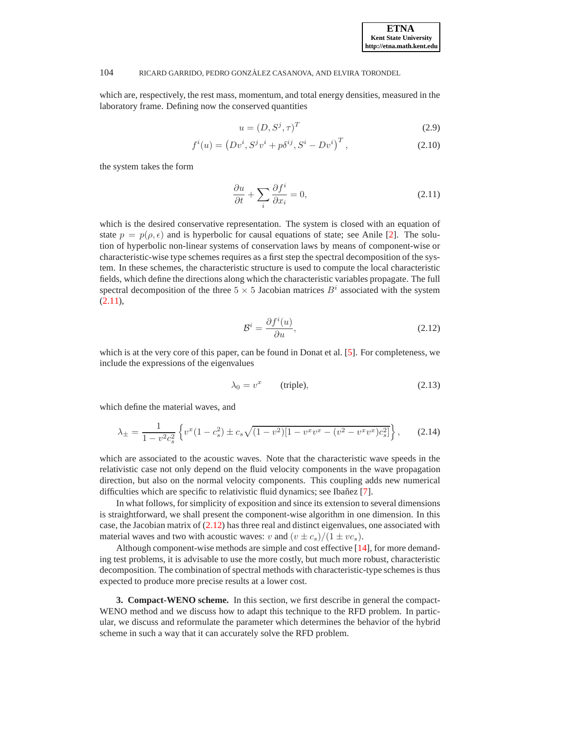which are, respectively, the rest mass, momentum, and total energy densities, measured in the laboratory frame. Defining now the conserved quantities

$$u = (D, S^j, \tau)^T \tag{2.9}$$

$$f^i(u) = \left(Dv^i, S^j v^i + p\delta^{ij}, S^i - Dv^i\right)^T, \tag{2.10}$$

the system takes the form

$$\frac{\partial u}{\partial t} + \sum_i \frac{\partial f^i}{\partial x_i} = 0, \tag{2.11}$$

which is the desired conservative representation. The system is closed with an equation of state $p = p(\rho, \epsilon)$ and is hyperbolic for causal equations of state; see Anile [2]. The solution of hyperbolic non-linear systems of conservation laws by means of component-wise or characteristic-wise type schemes requires as a first step the spectral decomposition of the system. In these schemes, the characteristic structure is used to compute the local characteristic fields, which define the directions along which the characteristic variables propagate. The full spectral decomposition of the three $5 \times 5$ Jacobian matrices $B^i$ associated with the system (2.11),

$$\mathcal{B}^i = \frac{\partial f^i(u)}{\partial u}, \tag{2.12}$$

which is at the very core of this paper, can be found in Donat et al. [5]. For completeness, we include the expressions of the eigenvalues

$$\lambda_0 = v^x \qquad \text{(triple)}, \tag{2.13}$$

which define the material waves, and

$$\lambda_{\pm} = \frac{1}{1 - v^2 c_s^2}\left\{v^x(1 - c_s^2) \pm c_s\sqrt{(1 - v^2)[1 - v^x v^x - (v^2 - v^x v^x)c_s^2]}\right\}, \tag{2.14}$$

which are associated to the acoustic waves. Note that the characteristic wave speeds in the relativistic case not only depend on the fluid velocity components in the wave propagation direction, but also on the normal velocity components. This coupling adds new numerical difficulties which are specific to relativistic fluid dynamics; see Ibañez [7].

In what follows, for simplicity of exposition and since its extension to several dimensions is straightforward, we shall present the component-wise algorithm in one dimension. In this case, the Jacobian matrix of (2.12) has three real and distinct eigenvalues, one associated with material waves and two with acoustic waves: $v$ and $(v \pm c_s)/(1 \pm v c_s)$.

Although component-wise methods are simple and cost effective [14], for more demanding test problems, it is advisable to use the more costly, but much more robust, characteristic decomposition. The combination of spectral methods with characteristic-type schemes is thus expected to produce more precise results at a lower cost.

## 3. Compact-WENO scheme.

In this section, we first describe in general the compact-WENO method and we discuss how to adapt this technique to the RFD problem. In particular, we discuss and reformulate the parameter which determines the behavior of the hybrid scheme in such a way that it can accurately solve the RFD problem.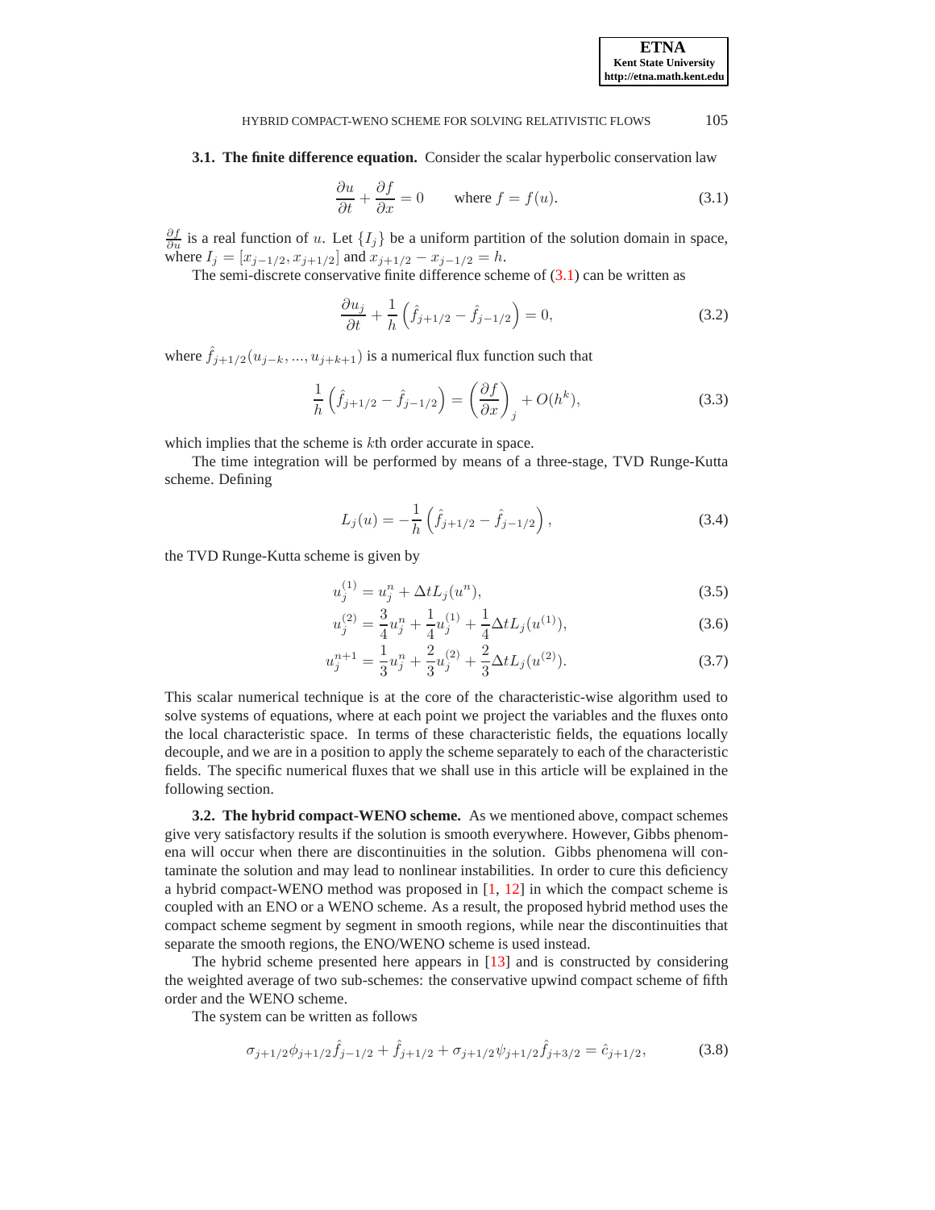### 3.1. The finite difference equation.

Consider the scalar hyperbolic conservation law

$$\frac{\partial u}{\partial t} + \frac{\partial f}{\partial x} = 0 \qquad \text{where } f = f(u). \tag{3.1}$$

$\frac{\partial f}{\partial u}$ is a real function of $u$. Let $\{I_j\}$ be a uniform partition of the solution domain in space, where $I_j = [x_{j-1/2}, x_{j+1/2}]$ and $x_{j+1/2} - x_{j-1/2} = h$.

The semi-discrete conservative finite difference scheme of (3.1) can be written as

$$\frac{\partial u_j}{\partial t} + \frac{1}{h}\left(\hat{f}_{j+1/2} - \hat{f}_{j-1/2}\right) = 0, \tag{3.2}$$

where $\hat{f}_{j+1/2}(u_{j-k}, ..., u_{j+k+1})$ is a numerical flux function such that

$$\frac{1}{h}\left(\hat{f}_{j+1/2} - \hat{f}_{j-1/2}\right) = \left(\frac{\partial f}{\partial x}\right)_j + O(h^k), \tag{3.3}$$

which implies that the scheme is $k$th order accurate in space.

The time integration will be performed by means of a three-stage, TVD Runge-Kutta scheme. Defining

$$L_j(u) = -\frac{1}{h}\left(\hat{f}_{j+1/2} - \hat{f}_{j-1/2}\right), \tag{3.4}$$

the TVD Runge-Kutta scheme is given by

$$u_j^{(1)} = u_j^n + \Delta t L_j(u^n), \tag{3.5}$$

$$u_j^{(2)} = \frac{3}{4}u_j^n + \frac{1}{4}u_j^{(1)} + \frac{1}{4}\Delta t L_j(u^{(1)}), \tag{3.6}$$

$$u_j^{n+1} = \frac{1}{3}u_j^n + \frac{2}{3}u_j^{(2)} + \frac{2}{3}\Delta t L_j(u^{(2)}). \tag{3.7}$$

This scalar numerical technique is at the core of the characteristic-wise algorithm used to solve systems of equations, where at each point we project the variables and the fluxes onto the local characteristic space. In terms of these characteristic fields, the equations locally decouple, and we are in a position to apply the scheme separately to each of the characteristic fields. The specific numerical fluxes that we shall use in this article will be explained in the following section.

### 3.2. The hybrid compact-WENO scheme.

As we mentioned above, compact schemes give very satisfactory results if the solution is smooth everywhere. However, Gibbs phenomena will occur when there are discontinuities in the solution. Gibbs phenomena will contaminate the solution and may lead to nonlinear instabilities. In order to cure this deficiency a hybrid compact-WENO method was proposed in [1, 12] in which the compact scheme is coupled with an ENO or a WENO scheme. As a result, the proposed hybrid method uses the compact scheme segment by segment in smooth regions, while near the discontinuities that separate the smooth regions, the ENO/WENO scheme is used instead.

The hybrid scheme presented here appears in [13] and is constructed by considering the weighted average of two sub-schemes: the conservative upwind compact scheme of fifth order and the WENO scheme.

The system can be written as follows

$$\sigma_{j+1/2}\phi_{j+1/2}\hat{f}_{j-1/2} + \hat{f}_{j+1/2} + \sigma_{j+1/2}\psi_{j+1/2}\hat{f}_{j+3/2} = \hat{c}_{j+1/2}, \tag{3.8}$$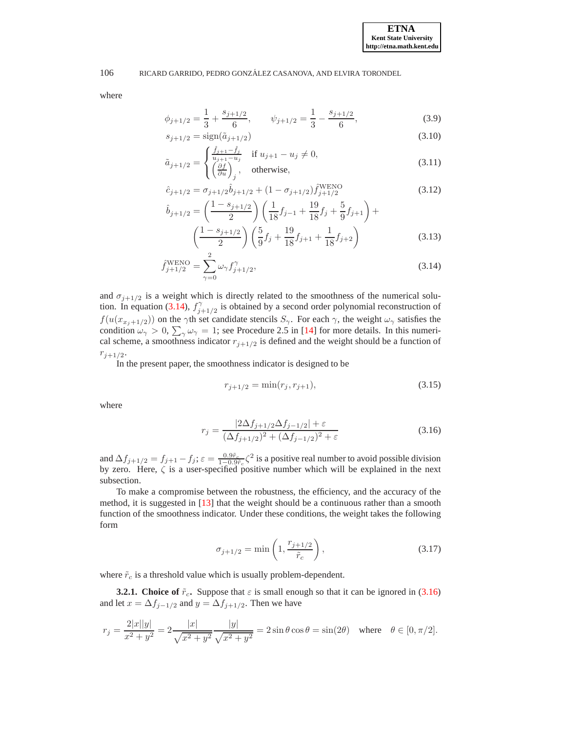where

$$\phi_{j+1/2} = \frac{1}{3} + \frac{s_{j+1/2}}{6}, \qquad \psi_{j+1/2} = \frac{1}{3} - \frac{s_{j+1/2}}{6}, \tag{3.9}$$

$$s_{j+1/2} = \operatorname{sign}(\tilde{a}_{j+1/2}) \tag{3.10}$$

$$\tilde{a}_{j+1/2} = \begin{cases} \frac{\hat{f}_{j+1} - \hat{f}_j}{u_{j+1} - u_j} & \text{if } u_{j+1} - u_j \neq 0, \\ \left(\frac{\partial f}{\partial u}\right)_j, & \text{otherwise}, \end{cases} \tag{3.11}$$

$$\hat{c}_{j+1/2} = \sigma_{j+1/2}\hat{b}_{j+1/2} + (1 - \sigma_{j+1/2})\hat{f}^{\text{WENO}}_{j+1/2} \tag{3.12}$$

$$\hat{b}_{j+1/2} = \left(\frac{1 - s_{j+1/2}}{2}\right)\left(\frac{1}{18}f_{j-1} + \frac{19}{18}f_j + \frac{5}{9}f_{j+1}\right) + \left(\frac{1 - s_{j+1/2}}{2}\right)\left(\frac{5}{9}f_j + \frac{19}{18}f_{j+1} + \frac{1}{18}f_{j+2}\right) \tag{3.13}$$

$$\hat{f}^{\text{WENO}}_{j+1/2} = \sum_{\gamma=0}^{2} \omega_\gamma f^\gamma_{j+1/2}, \tag{3.14}$$

and $\sigma_{j+1/2}$ is a weight which is directly related to the smoothness of the numerical solution. In equation (3.14), $f^\gamma_{j+1/2}$ is obtained by a second order polynomial reconstruction of $f(u(x_{x_j+1/2}))$ on the $\gamma$th set candidate stencils $S_\gamma$. For each $\gamma$, the weight $\omega_\gamma$ satisfies the condition $\omega_\gamma > 0$, $\sum_\gamma \omega_\gamma = 1$; see Procedure 2.5 in [14] for more details. In this numerical scheme, a smoothness indicator $r_{j+1/2}$ is defined and the weight should be a function of $r_{j+1/2}$.

In the present paper, the smoothness indicator is designed to be

$$r_{j+1/2} = \min(r_j, r_{j+1}), \tag{3.15}$$

where

$$r_j = \frac{|2\Delta f_{j+1/2}\Delta f_{j-1/2}| + \varepsilon}{(\Delta f_{j+1/2})^2 + (\Delta f_{j-1/2})^2 + \varepsilon} \tag{3.16}$$

and $\Delta f_{j+1/2} = f_{j+1} - f_j$; $\varepsilon = \frac{0.9\tilde{r}_c}{1-0.9\tilde{r}_c}\zeta^2$ is a positive real number to avoid possible division by zero. Here, $\zeta$ is a user-specified positive number which will be explained in the next subsection.

To make a compromise between the robustness, the efficiency, and the accuracy of the method, it is suggested in [13] that the weight should be a continuous rather than a smooth function of the smoothness indicator. Under these conditions, the weight takes the following form

$$\sigma_{j+1/2} = \min\left(1, \frac{r_{j+1/2}}{\tilde{r}_c}\right), \tag{3.17}$$

where $\tilde{r}_c$ is a threshold value which is usually problem-dependent.

**3.2.1. Choice of $\tilde{r}_c$.** Suppose that $\varepsilon$ is small enough so that it can be ignored in (3.16) and let $x = \Delta f_{j-1/2}$ and $y = \Delta f_{j+1/2}$. Then we have

$$r_j = \frac{2|x||y|}{x^2 + y^2} = 2\frac{|x|}{\sqrt{x^2+y^2}}\frac{|y|}{\sqrt{x^2+y^2}} = 2\sin\theta\cos\theta = \sin(2\theta) \quad \text{where} \quad \theta \in [0, \pi/2].$$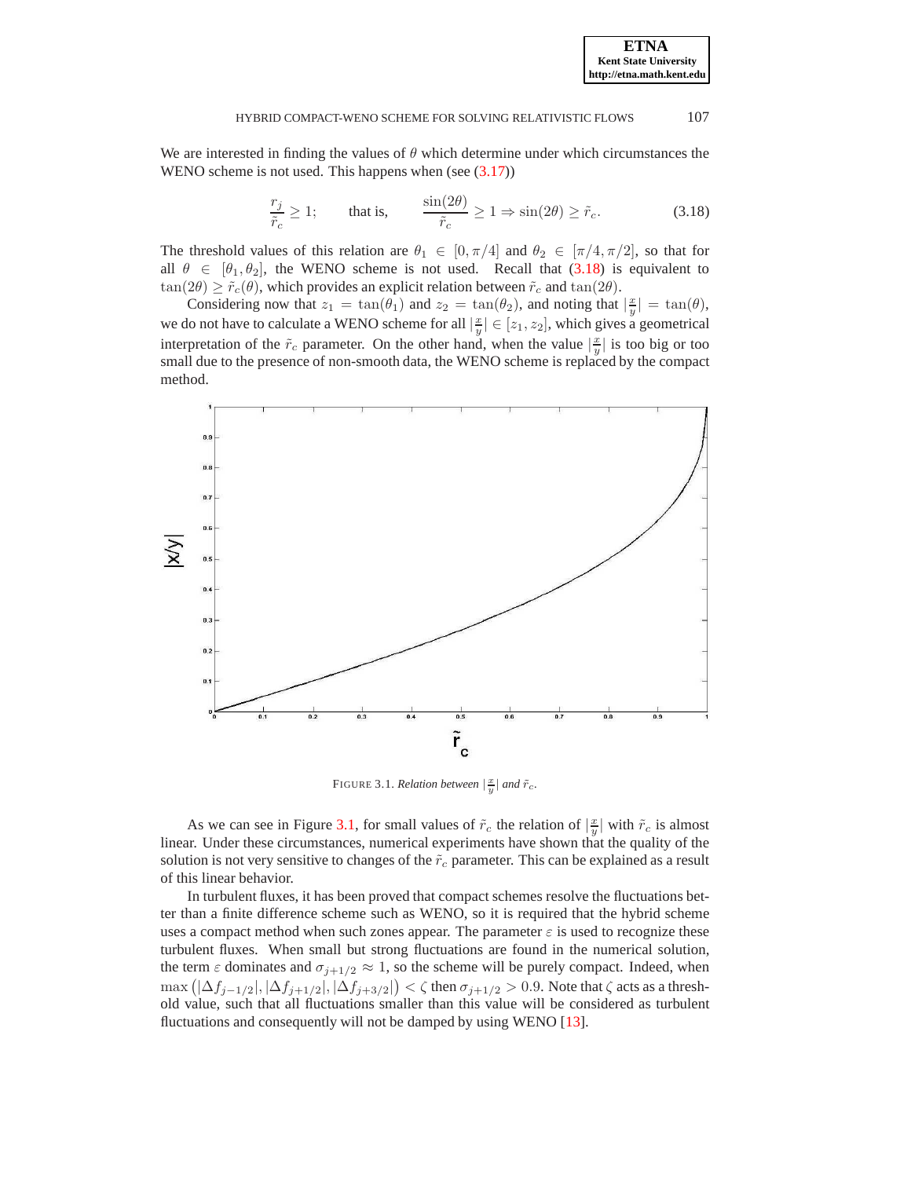We are interested in finding the values of $\theta$ which determine under which circumstances the WENO scheme is not used. This happens when (see (3.17))

$$\frac{r_j}{\tilde{r}_c} \geq 1; \qquad \text{that is,} \qquad \frac{\sin(2\theta)}{\tilde{r}_c} \geq 1 \Rightarrow \sin(2\theta) \geq \tilde{r}_c. \tag{3.18}$$

The threshold values of this relation are $\theta_1 \in [0, \pi/4]$ and $\theta_2 \in [\pi/4, \pi/2]$, so that for all $\theta \in [\theta_1, \theta_2]$, the WENO scheme is not used. Recall that (3.18) is equivalent to $\tan(2\theta) \geq \tilde{r}_c(\theta)$, which provides an explicit relation between $\tilde{r}_c$ and $\tan(2\theta)$.

Considering now that $z_1 = \tan(\theta_1)$ and $z_2 = \tan(\theta_2)$, and noting that $|\frac{x}{y}| = \tan(\theta)$, we do not have to calculate a WENO scheme for all $|\frac{x}{y}| \in [z_1, z_2]$, which gives a geometrical interpretation of the $\tilde{r}_c$ parameter. On the other hand, when the value $|\frac{x}{y}|$ is too big or too small due to the presence of non-smooth data, the WENO scheme is replaced by the compact method.

FIGURE 3.1. *Relation between $|\frac{x}{y}|$ and $\tilde{r}_c$.*

As we can see in Figure 3.1, for small values of $\tilde{r}_c$ the relation of $|\frac{x}{y}|$ with $\tilde{r}_c$ is almost linear. Under these circumstances, numerical experiments have shown that the quality of the solution is not very sensitive to changes of the $\tilde{r}_c$ parameter. This can be explained as a result of this linear behavior.

In turbulent fluxes, it has been proved that compact schemes resolve the fluctuations better than a finite difference scheme such as WENO, so it is required that the hybrid scheme uses a compact method when such zones appear. The parameter $\varepsilon$ is used to recognize these turbulent fluxes. When small but strong fluctuations are found in the numerical solution, the term $\varepsilon$ dominates and $\sigma_{j+1/2} \approx 1$, so the scheme will be purely compact. Indeed, when $\max\left(|\Delta f_{j-1/2}|, |\Delta f_{j+1/2}|, |\Delta f_{j+3/2}|\right) < \zeta$ then $\sigma_{j+1/2} > 0.9$. Note that $\zeta$ acts as a threshold value, such that all fluctuations smaller than this value will be considered as turbulent fluctuations and consequently will not be damped by using WENO [13].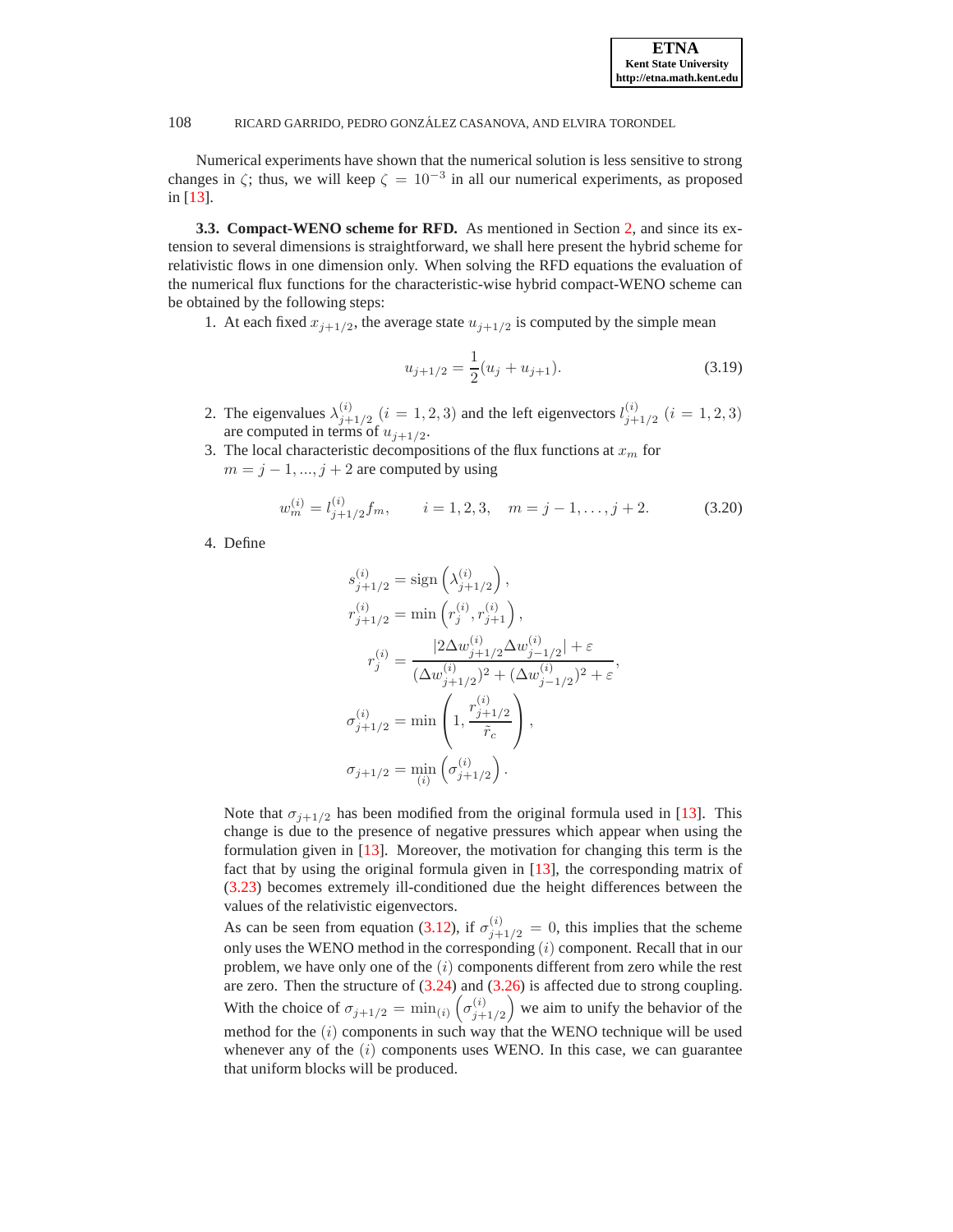Numerical experiments have shown that the numerical solution is less sensitive to strong changes in $\zeta$; thus, we will keep $\zeta = 10^{-3}$ in all our numerical experiments, as proposed in [13].

**3.3. Compact-WENO scheme for RFD.** As mentioned in Section 2, and since its extension to several dimensions is straightforward, we shall here present the hybrid scheme for relativistic flows in one dimension only. When solving the RFD equations the evaluation of the numerical flux functions for the characteristic-wise hybrid compact-WENO scheme can be obtained by the following steps:

1. At each fixed $x_{j+1/2}$, the average state $u_{j+1/2}$ is computed by the simple mean

$$u_{j+1/2} = \frac{1}{2}(u_j + u_{j+1}). \tag{3.19}$$

2. The eigenvalues $\lambda^{(i)}_{j+1/2}$ $(i = 1, 2, 3)$ and the left eigenvectors $l^{(i)}_{j+1/2}$ $(i = 1, 2, 3)$ are computed in terms of $u_{j+1/2}$.
3. The local characteristic decompositions of the flux functions at $x_m$ for $m = j-1, ..., j+2$ are computed by using

$$w^{(i)}_m = l^{(i)}_{j+1/2} f_m, \qquad i = 1, 2, 3, \quad m = j-1, \ldots, j+2. \tag{3.20}$$

4. Define

$$\begin{aligned}
s^{(i)}_{j+1/2} &= \text{sign}\left(\lambda^{(i)}_{j+1/2}\right), \\
r^{(i)}_{j+1/2} &= \min\left(r^{(i)}_j, r^{(i)}_{j+1}\right), \\
r^{(i)}_j &= \frac{|2\Delta w^{(i)}_{j+1/2}\Delta w^{(i)}_{j-1/2}| + \varepsilon}{(\Delta w^{(i)}_{j+1/2})^2 + (\Delta w^{(i)}_{j-1/2})^2 + \varepsilon}, \\
\sigma^{(i)}_{j+1/2} &= \min\left(1, \frac{r^{(i)}_{j+1/2}}{\tilde{r}_c}\right), \\
\sigma_{j+1/2} &= \min_{(i)}\left(\sigma^{(i)}_{j+1/2}\right).
\end{aligned}$$

   Note that $\sigma_{j+1/2}$ has been modified from the original formula used in [13]. This change is due to the presence of negative pressures which appear when using the formulation given in [13]. Moreover, the motivation for changing this term is the fact that by using the original formula given in [13], the corresponding matrix of (3.23) becomes extremely ill-conditioned due the height differences between the values of the relativistic eigenvectors.

   As can be seen from equation (3.12), if $\sigma^{(i)}_{j+1/2} = 0$, this implies that the scheme only uses the WENO method in the corresponding $(i)$ component. Recall that in our problem, we have only one of the $(i)$ components different from zero while the rest are zero. Then the structure of (3.24) and (3.26) is affected due to strong coupling. With the choice of $\sigma_{j+1/2} = \min_{(i)}\left(\sigma^{(i)}_{j+1/2}\right)$ we aim to unify the behavior of the method for the $(i)$ components in such way that the WENO technique will be used whenever any of the $(i)$ components uses WENO. In this case, we can guarantee that uniform blocks will be produced.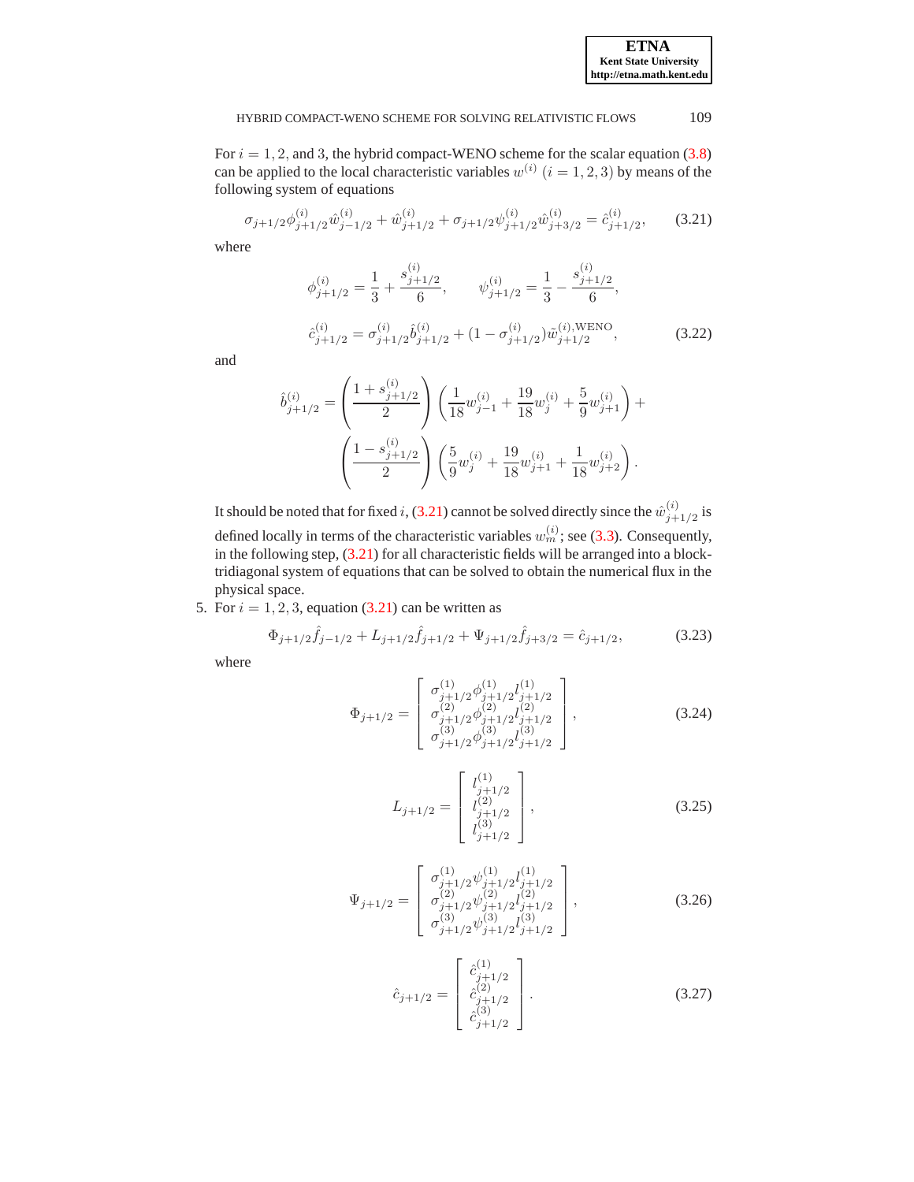For $i = 1, 2,$ and $3$, the hybrid compact-WENO scheme for the scalar equation (3.8) can be applied to the local characteristic variables $w^{(i)}$ $(i = 1, 2, 3)$ by means of the following system of equations

$$\sigma_{j+1/2}\phi^{(i)}_{j+1/2}\hat{w}^{(i)}_{j-1/2} + \hat{w}^{(i)}_{j+1/2} + \sigma_{j+1/2}\psi^{(i)}_{j+1/2}\hat{w}^{(i)}_{j+3/2} = \hat{c}^{(i)}_{j+1/2}, \tag{3.21}$$

where

$$\phi^{(i)}_{j+1/2} = \frac{1}{3} + \frac{s^{(i)}_{j+1/2}}{6}, \qquad \psi^{(i)}_{j+1/2} = \frac{1}{3} - \frac{s^{(i)}_{j+1/2}}{6},$$

$$\hat{c}^{(i)}_{j+1/2} = \sigma^{(i)}_{j+1/2}\hat{b}^{(i)}_{j+1/2} + (1 - \sigma^{(i)}_{j+1/2})\tilde{w}^{(i),\text{WENO}}_{j+1/2}, \tag{3.22}$$

and

$$\hat{b}^{(i)}_{j+1/2} = \left(\frac{1 + s^{(i)}_{j+1/2}}{2}\right)\left(\frac{1}{18}w^{(i)}_{j-1} + \frac{19}{18}w^{(i)}_{j} + \frac{5}{9}w^{(i)}_{j+1}\right) + \left(\frac{1 - s^{(i)}_{j+1/2}}{2}\right)\left(\frac{5}{9}w^{(i)}_{j} + \frac{19}{18}w^{(i)}_{j+1} + \frac{1}{18}w^{(i)}_{j+2}\right).$$

It should be noted that for fixed $i$, (3.21) cannot be solved directly since the $\hat{w}^{(i)}_{j+1/2}$ is defined locally in terms of the characteristic variables $w^{(i)}_m$; see (3.3). Consequently, in the following step, (3.21) for all characteristic fields will be arranged into a block-tridiagonal system of equations that can be solved to obtain the numerical flux in the physical space.

5. For $i = 1, 2, 3$, equation (3.21) can be written as

$$\Phi_{j+1/2}\hat{f}_{j-1/2} + L_{j+1/2}\hat{f}_{j+1/2} + \Psi_{j+1/2}\hat{f}_{j+3/2} = \hat{c}_{j+1/2}, \tag{3.23}$$

where

$$\Phi_{j+1/2} = \begin{bmatrix} \sigma^{(1)}_{j+1/2}\phi^{(1)}_{j+1/2}l^{(1)}_{j+1/2} \\ \sigma^{(2)}_{j+1/2}\phi^{(2)}_{j+1/2}l^{(2)}_{j+1/2} \\ \sigma^{(3)}_{j+1/2}\phi^{(3)}_{j+1/2}l^{(3)}_{j+1/2} \end{bmatrix}, \tag{3.24}$$

$$L_{j+1/2} = \begin{bmatrix} l^{(1)}_{j+1/2} \\ l^{(2)}_{j+1/2} \\ l^{(3)}_{j+1/2} \end{bmatrix}, \tag{3.25}$$

$$\Psi_{j+1/2} = \begin{bmatrix} \sigma^{(1)}_{j+1/2}\psi^{(1)}_{j+1/2}l^{(1)}_{j+1/2} \\ \sigma^{(2)}_{j+1/2}\psi^{(2)}_{j+1/2}l^{(2)}_{j+1/2} \\ \sigma^{(3)}_{j+1/2}\psi^{(3)}_{j+1/2}l^{(3)}_{j+1/2} \end{bmatrix}, \tag{3.26}$$

$$\hat{c}_{j+1/2} = \begin{bmatrix} \hat{c}^{(1)}_{j+1/2} \\ \hat{c}^{(2)}_{j+1/2} \\ \hat{c}^{(3)}_{j+1/2} \end{bmatrix}. \tag{3.27}$$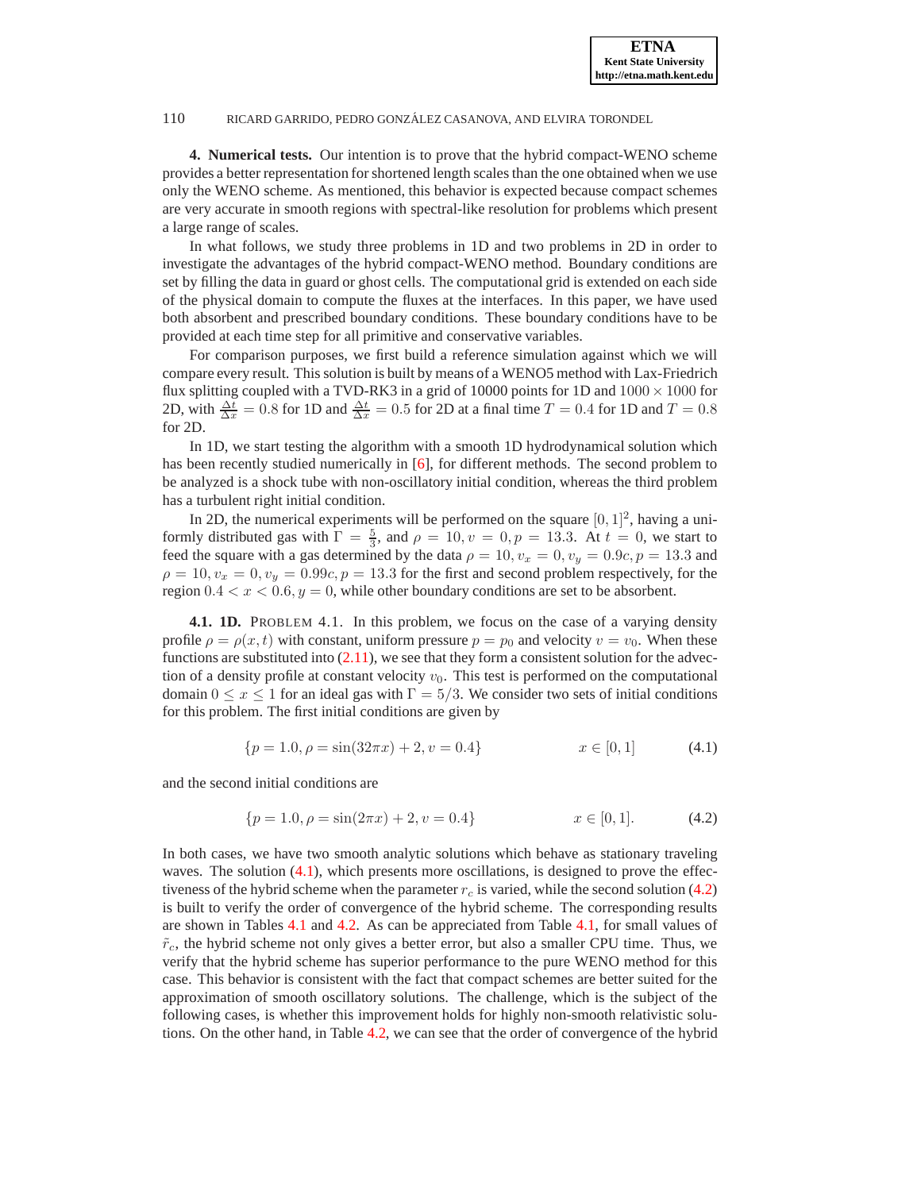**4. Numerical tests.** Our intention is to prove that the hybrid compact-WENO scheme provides a better representation for shortened length scales than the one obtained when we use only the WENO scheme. As mentioned, this behavior is expected because compact schemes are very accurate in smooth regions with spectral-like resolution for problems which present a large range of scales.

In what follows, we study three problems in 1D and two problems in 2D in order to investigate the advantages of the hybrid compact-WENO method. Boundary conditions are set by filling the data in guard or ghost cells. The computational grid is extended on each side of the physical domain to compute the fluxes at the interfaces. In this paper, we have used both absorbent and prescribed boundary conditions. These boundary conditions have to be provided at each time step for all primitive and conservative variables.

For comparison purposes, we first build a reference simulation against which we will compare every result. This solution is built by means of a WENO5 method with Lax-Friedrich flux splitting coupled with a TVD-RK3 in a grid of 10000 points for 1D and $1000 \times 1000$ for 2D, with $\frac{\Delta t}{\Delta x} = 0.8$ for 1D and $\frac{\Delta t}{\Delta x} = 0.5$ for 2D at a final time $T = 0.4$ for 1D and $T = 0.8$ for 2D.

In 1D, we start testing the algorithm with a smooth 1D hydrodynamical solution which has been recently studied numerically in [6], for different methods. The second problem to be analyzed is a shock tube with non-oscillatory initial condition, whereas the third problem has a turbulent right initial condition.

In 2D, the numerical experiments will be performed on the square $[0,1]^2$, having a uniformly distributed gas with $\Gamma = \frac{5}{3}$, and $\rho = 10, v = 0, p = 13.3$. At $t = 0$, we start to feed the square with a gas determined by the data $\rho = 10, v_x = 0, v_y = 0.9c, p = 13.3$ and $\rho = 10, v_x = 0, v_y = 0.99c, p = 13.3$ for the first and second problem respectively, for the region $0.4 < x < 0.6, y = 0$, while other boundary conditions are set to be absorbent.

**4.1. 1D.** PROBLEM 4.1. In this problem, we focus on the case of a varying density profile $\rho = \rho(x,t)$ with constant, uniform pressure $p = p_0$ and velocity $v = v_0$. When these functions are substituted into (2.11), we see that they form a consistent solution for the advection of a density profile at constant velocity $v_0$. This test is performed on the computational domain $0 \leq x \leq 1$ for an ideal gas with $\Gamma = 5/3$. We consider two sets of initial conditions for this problem. The first initial conditions are given by

$$\{p = 1.0, \rho = \sin(32\pi x) + 2, v = 0.4\} \qquad x \in [0,1] \tag{4.1}$$

and the second initial conditions are

$$\{p = 1.0, \rho = \sin(2\pi x) + 2, v = 0.4\} \qquad x \in [0,1]. \tag{4.2}$$

In both cases, we have two smooth analytic solutions which behave as stationary traveling waves. The solution (4.1), which presents more oscillations, is designed to prove the effectiveness of the hybrid scheme when the parameter $r_c$ is varied, while the second solution (4.2) is built to verify the order of convergence of the hybrid scheme. The corresponding results are shown in Tables 4.1 and 4.2. As can be appreciated from Table 4.1, for small values of $\tilde{r}_c$, the hybrid scheme not only gives a better error, but also a smaller CPU time. Thus, we verify that the hybrid scheme has superior performance to the pure WENO method for this case. This behavior is consistent with the fact that compact schemes are better suited for the approximation of smooth oscillatory solutions. The challenge, which is the subject of the following cases, is whether this improvement holds for highly non-smooth relativistic solutions. On the other hand, in Table 4.2, we can see that the order of convergence of the hybrid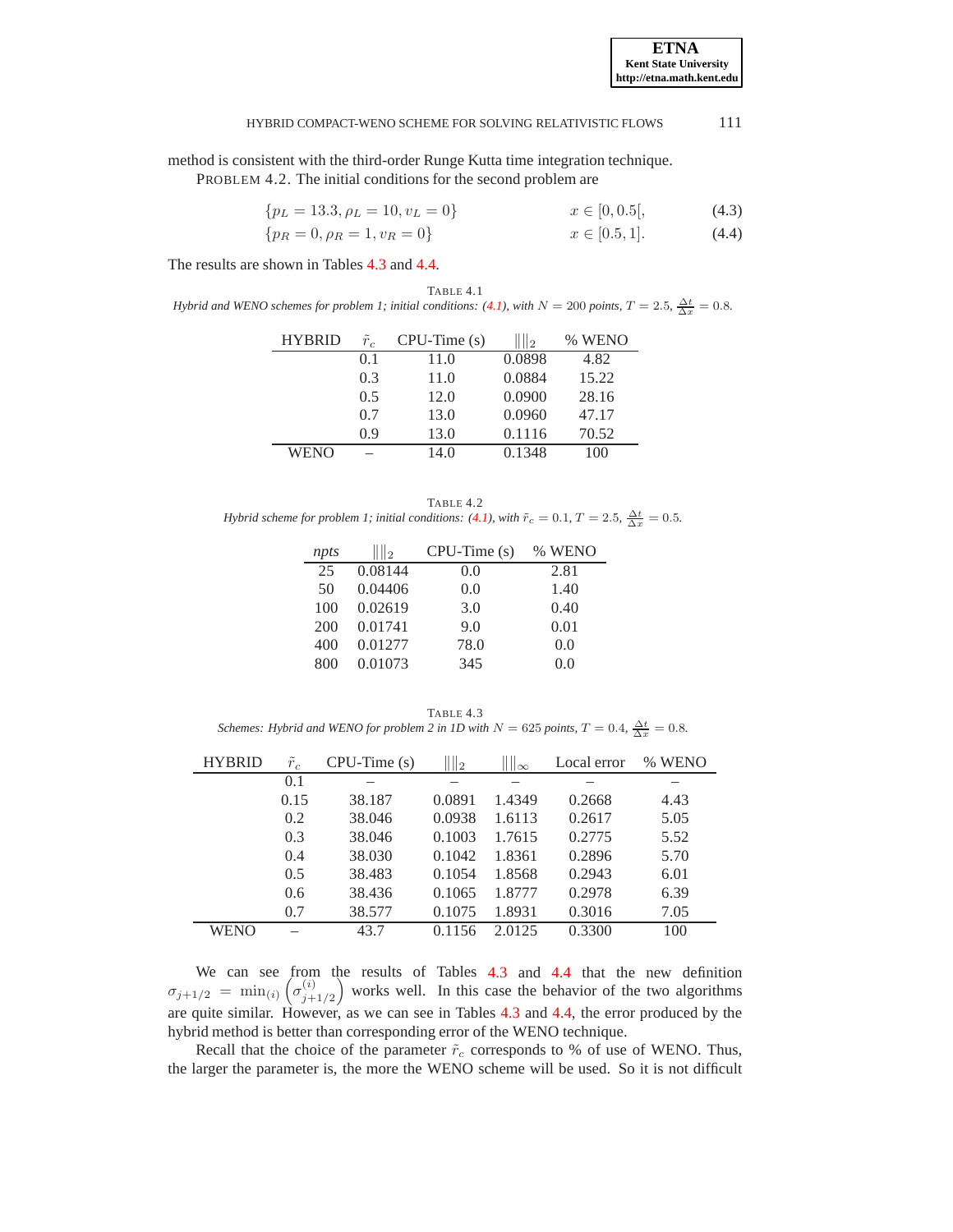method is consistent with the third-order Runge Kutta time integration technique.

PROBLEM 4.2. The initial conditions for the second problem are

$$\{p_L = 13.3, \rho_L = 10, v_L = 0\} \qquad x \in [0, 0.5[, \tag{4.3}$$

$$\{p_R = 0, \rho_R = 1, v_R = 0\} \qquad x \in [0.5, 1]. \tag{4.4}$$

The results are shown in Tables 4.3 and 4.4.

TABLE 4.1
*Hybrid and WENO schemes for problem 1; initial conditions: (4.1), with $N = 200$ points, $T = 2.5$, $\frac{\Delta t}{\Delta x} = 0.8$.*

| HYBRID | $\tilde{r}_c$ | CPU-Time (s) | $\|\|\|_2$ | % WENO |
|---|---|---|---|---|
| | 0.1 | 11.0 | 0.0898 | 4.82 |
| | 0.3 | 11.0 | 0.0884 | 15.22 |
| | 0.5 | 12.0 | 0.0900 | 28.16 |
| | 0.7 | 13.0 | 0.0960 | 47.17 |
| | 0.9 | 13.0 | 0.1116 | 70.52 |
| WENO | – | 14.0 | 0.1348 | 100 |

TABLE 4.2
*Hybrid scheme for problem 1; initial conditions: (4.1), with $\tilde{r}_c = 0.1$, $T = 2.5$, $\frac{\Delta t}{\Delta x} = 0.5$.*

| *npts* | $\|\|\|_2$ | CPU-Time (s) | % WENO |
|---|---|---|---|
| 25 | 0.08144 | 0.0 | 2.81 |
| 50 | 0.04406 | 0.0 | 1.40 |
| 100 | 0.02619 | 3.0 | 0.40 |
| 200 | 0.01741 | 9.0 | 0.01 |
| 400 | 0.01277 | 78.0 | 0.0 |
| 800 | 0.01073 | 345 | 0.0 |

TABLE 4.3
*Schemes: Hybrid and WENO for problem 2 in 1D with $N = 625$ points, $T = 0.4$, $\frac{\Delta t}{\Delta x} = 0.8$.*

| HYBRID | $\tilde{r}_c$ | CPU-Time (s) | $\|\|\|_2$ | $\|\|\|_\infty$ | Local error | % WENO |
|---|---|---|---|---|---|---|
| | 0.1 | – | – | – | – | – |
| | 0.15 | 38.187 | 0.0891 | 1.4349 | 0.2668 | 4.43 |
| | 0.2 | 38.046 | 0.0938 | 1.6113 | 0.2617 | 5.05 |
| | 0.3 | 38.046 | 0.1003 | 1.7615 | 0.2775 | 5.52 |
| | 0.4 | 38.030 | 0.1042 | 1.8361 | 0.2896 | 5.70 |
| | 0.5 | 38.483 | 0.1054 | 1.8568 | 0.2943 | 6.01 |
| | 0.6 | 38.436 | 0.1065 | 1.8777 | 0.2978 | 6.39 |
| | 0.7 | 38.577 | 0.1075 | 1.8931 | 0.3016 | 7.05 |
| WENO | – | 43.7 | 0.1156 | 2.0125 | 0.3300 | 100 |

We can see from the results of Tables 4.3 and 4.4 that the new definition $\sigma_{j+1/2} = \min_{(i)}\left(\sigma^{(i)}_{j+1/2}\right)$ works well. In this case the behavior of the two algorithms are quite similar. However, as we can see in Tables 4.3 and 4.4, the error produced by the hybrid method is better than corresponding error of the WENO technique.

Recall that the choice of the parameter $\tilde{r}_c$ corresponds to % of use of WENO. Thus, the larger the parameter is, the more the WENO scheme will be used. So it is not difficult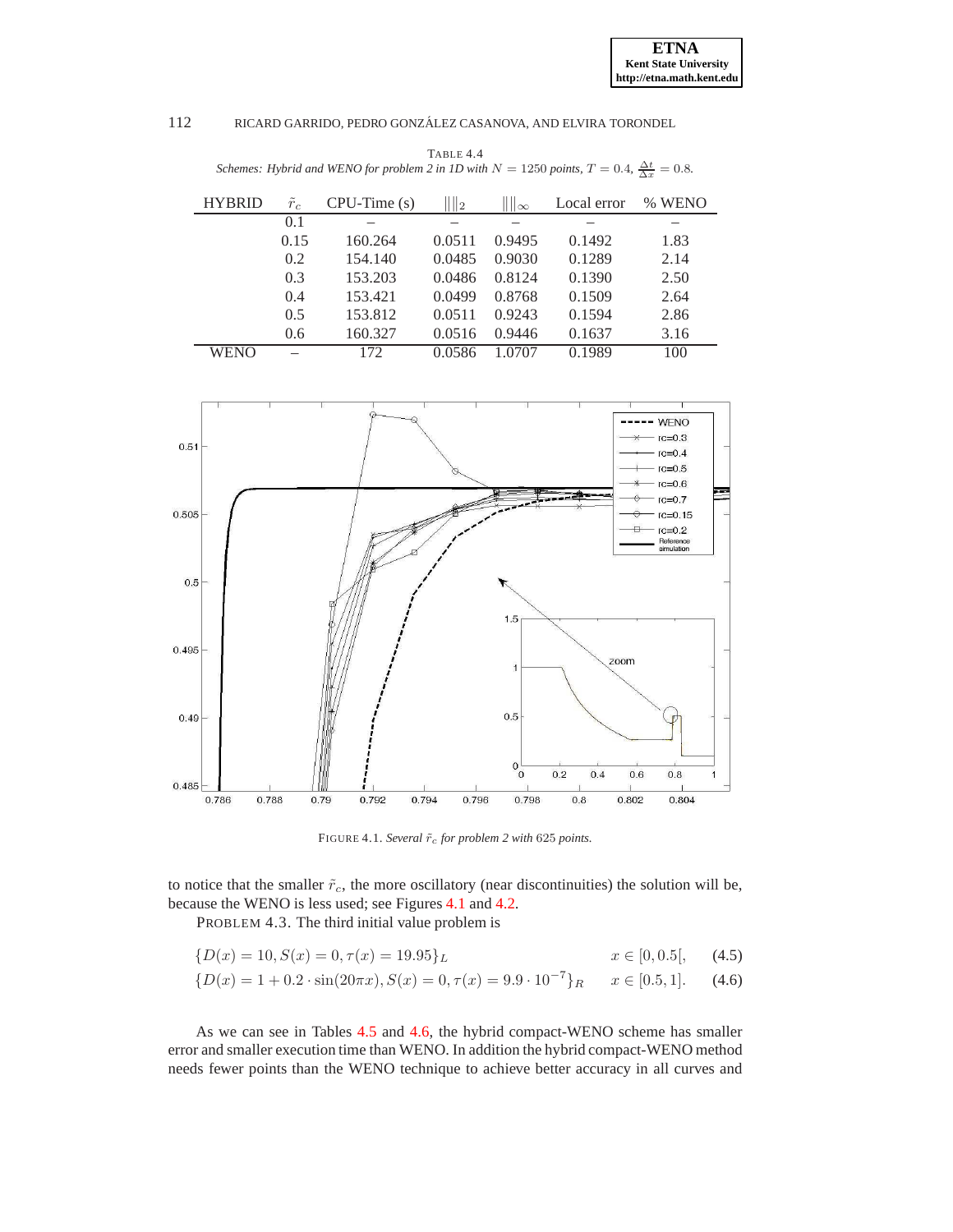TABLE 4.4
*Schemes: Hybrid and WENO for problem 2 in 1D with $N = 1250$ points, $T = 0.4$, $\frac{\Delta t}{\Delta x} = 0.8$.*

| HYBRID | $\tilde{r}_c$ | CPU-Time (s) | $\|\|\|_2$ | $\|\|\|_\infty$ | Local error | % WENO |
|---|---|---|---|---|---|---|
| | 0.1 | – | – | – | – | – |
| | 0.15 | 160.264 | 0.0511 | 0.9495 | 0.1492 | 1.83 |
| | 0.2 | 154.140 | 0.0485 | 0.9030 | 0.1289 | 2.14 |
| | 0.3 | 153.203 | 0.0486 | 0.8124 | 0.1390 | 2.50 |
| | 0.4 | 153.421 | 0.0499 | 0.8768 | 0.1509 | 2.64 |
| | 0.5 | 153.812 | 0.0511 | 0.9243 | 0.1594 | 2.86 |
| | 0.6 | 160.327 | 0.0516 | 0.9446 | 0.1637 | 3.16 |
| WENO | – | 172 | 0.0586 | 1.0707 | 0.1989 | 100 |

FIGURE 4.1. *Several $\tilde{r}_c$ for problem 2 with 625 points.*

to notice that the smaller $\tilde{r}_c$, the more oscillatory (near discontinuities) the solution will be, because the WENO is less used; see Figures 4.1 and 4.2.

PROBLEM 4.3. The third initial value problem is

$$\{D(x) = 10, S(x) = 0, \tau(x) = 19.95\}_L \qquad x \in [0, 0.5[, \tag{4.5}$$

$$\{D(x) = 1 + 0.2 \cdot \sin(20\pi x), S(x) = 0, \tau(x) = 9.9 \cdot 10^{-7}\}_R \qquad x \in [0.5, 1]. \tag{4.6}$$

As we can see in Tables 4.5 and 4.6, the hybrid compact-WENO scheme has smaller error and smaller execution time than WENO. In addition the hybrid compact-WENO method needs fewer points than the WENO technique to achieve better accuracy in all curves and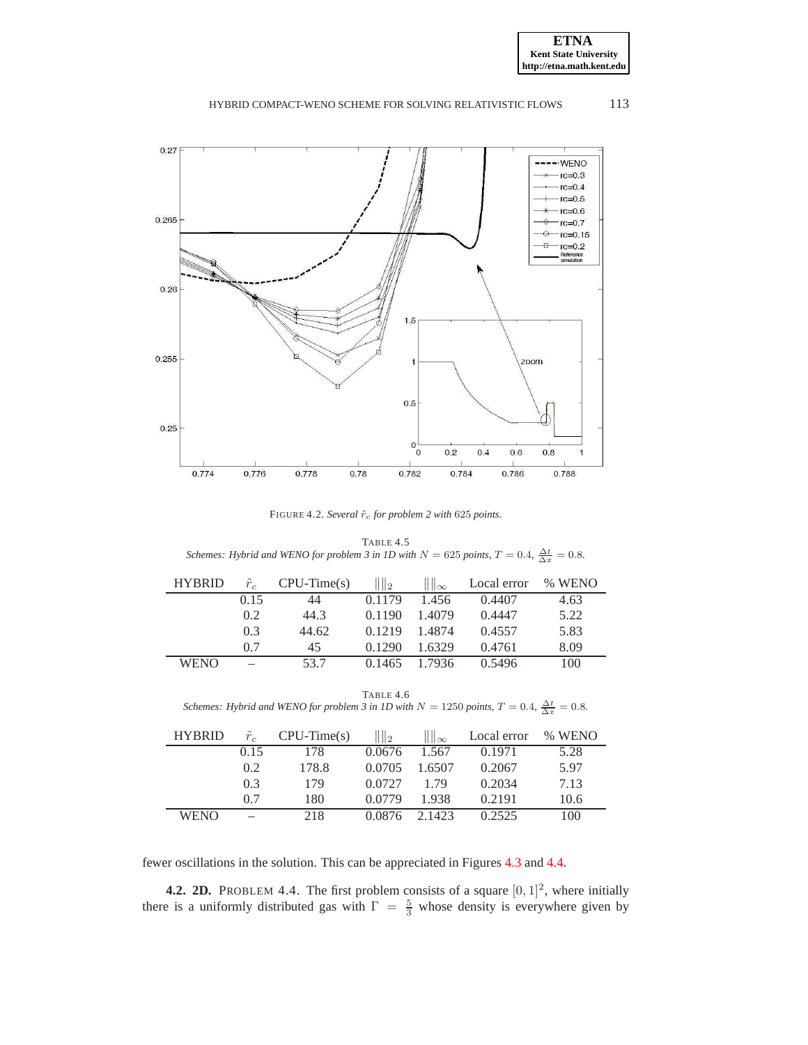FIGURE 4.2. *Several $\tilde{r}_c$ for problem 2 with 625 points.*

TABLE 4.5
*Schemes: Hybrid and WENO for problem 3 in 1D with $N = 625$ points, $T = 0.4$, $\frac{\Delta t}{\Delta x} = 0.8$.*

| HYBRID | $\tilde{r}_c$ | CPU-Time(s) | $\|\|\|\|_2$ | $\|\|\|\|_\infty$ | Local error | % WENO |
|---|---|---|---|---|---|---|
| | 0.15 | 44 | 0.1179 | 1.456 | 0.4407 | 4.63 |
| | 0.2 | 44.3 | 0.1190 | 1.4079 | 0.4447 | 5.22 |
| | 0.3 | 44.62 | 0.1219 | 1.4874 | 0.4557 | 5.83 |
| | 0.7 | 45 | 0.1290 | 1.6329 | 0.4761 | 8.09 |
| WENO | – | 53.7 | 0.1465 | 1.7936 | 0.5496 | 100 |

TABLE 4.6
*Schemes: Hybrid and WENO for problem 3 in 1D with $N = 1250$ points, $T = 0.4$, $\frac{\Delta t}{\Delta x} = 0.8$.*

| HYBRID | $\tilde{r}_c$ | CPU-Time(s) | $\|\|\|\|_2$ | $\|\|\|\|_\infty$ | Local error | % WENO |
|---|---|---|---|---|---|---|
| | 0.15 | 178 | 0.0676 | 1.567 | 0.1971 | 5.28 |
| | 0.2 | 178.8 | 0.0705 | 1.6507 | 0.2067 | 5.97 |
| | 0.3 | 179 | 0.0727 | 1.79 | 0.2034 | 7.13 |
| | 0.7 | 180 | 0.0779 | 1.938 | 0.2191 | 10.6 |
| WENO | – | 218 | 0.0876 | 2.1423 | 0.2525 | 100 |

fewer oscillations in the solution. This can be appreciated in Figures 4.3 and 4.4.

**4.2. 2D.** PROBLEM 4.4. The first problem consists of a square $[0, 1]^2$, where initially there is a uniformly distributed gas with $\Gamma = \frac{5}{3}$ whose density is everywhere given by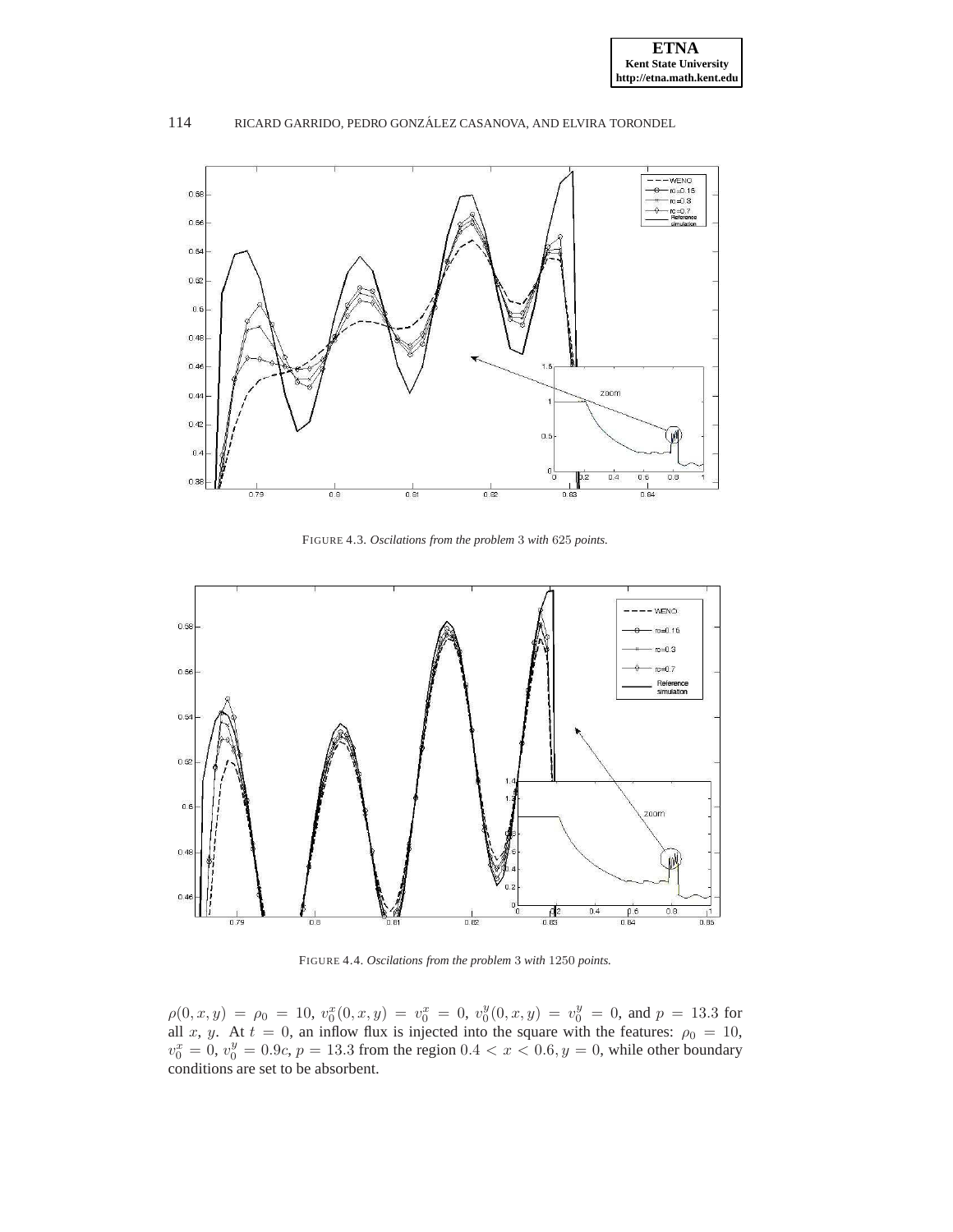FIGURE 4.3. *Oscilations from the problem* 3 *with* 625 *points.*

FIGURE 4.4. *Oscilations from the problem* 3 *with* 1250 *points.*

$\rho(0, x, y) = \rho_0 = 10$, $v_0^x(0, x, y) = v_0^x = 0$, $v_0^y(0, x, y) = v_0^y = 0$, and $p = 13.3$ for all $x$, $y$. At $t = 0$, an inflow flux is injected into the square with the features: $\rho_0 = 10$, $v_0^x = 0$, $v_0^y = 0.9c$, $p = 13.3$ from the region $0.4 < x < 0.6, y = 0$, while other boundary conditions are set to be absorbent.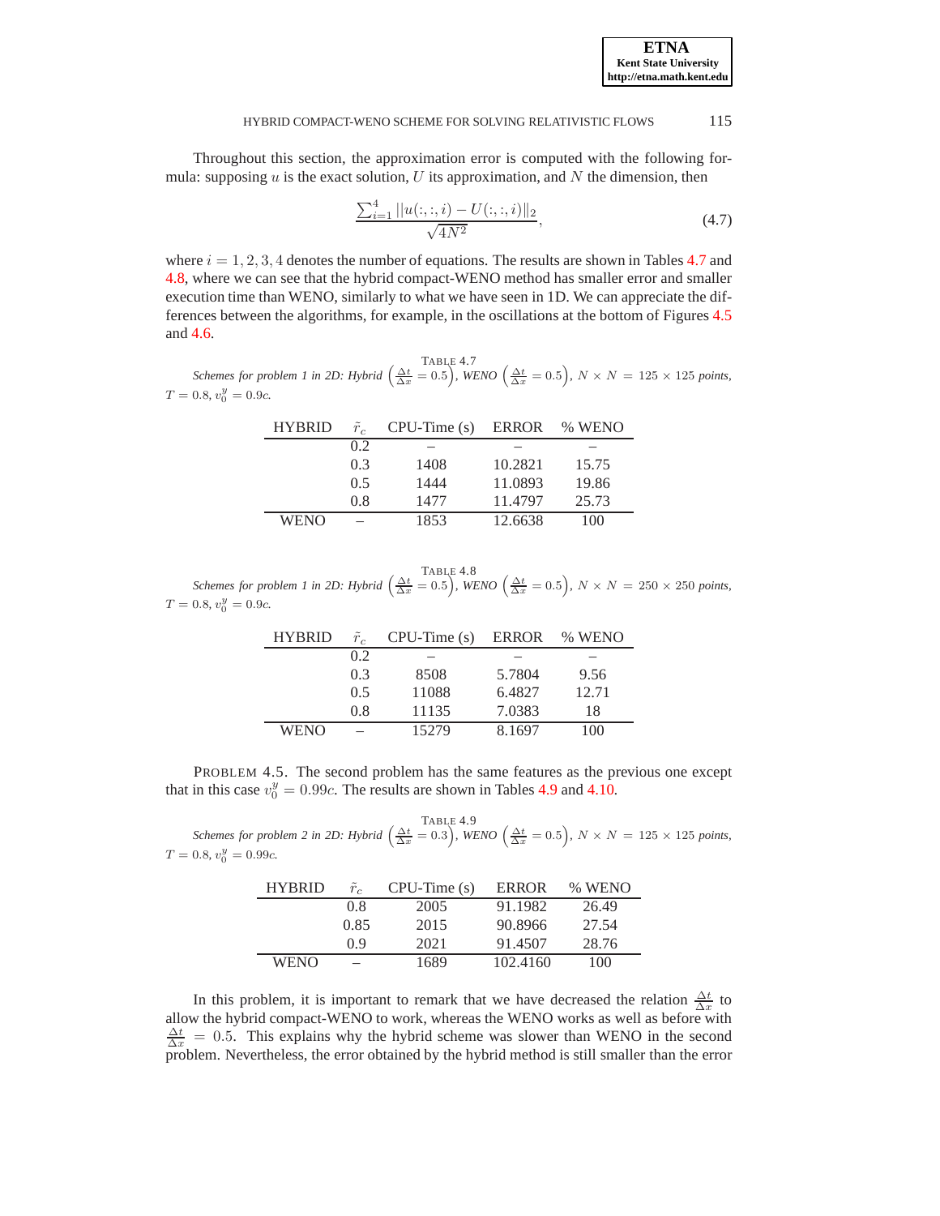Throughout this section, the approximation error is computed with the following formula: supposing $u$ is the exact solution, $U$ its approximation, and $N$ the dimension, then

$$\frac{\sum_{i=1}^{4} ||u(:,:,i) - U(:,:,i)\|_2}{\sqrt{4N^2}}, \tag{4.7}$$

where $i = 1, 2, 3, 4$ denotes the number of equations. The results are shown in Tables 4.7 and 4.8, where we can see that the hybrid compact-WENO method has smaller error and smaller execution time than WENO, similarly to what we have seen in 1D. We can appreciate the differences between the algorithms, for example, in the oscillations at the bottom of Figures 4.5 and 4.6.

TABLE 4.7
*Schemes for problem 1 in 2D: Hybrid* $\left(\frac{\Delta t}{\Delta x} = 0.5\right)$*, WENO* $\left(\frac{\Delta t}{\Delta x} = 0.5\right)$*,* $N \times N = 125 \times 125$ *points,* $T = 0.8$*,* $v_0^y = 0.9c$*.*

| HYBRID | $\tilde{r}_c$ | CPU-Time (s) | ERROR | % WENO |
|---|---|---|---|---|
| | 0.2 | – | – | – |
| | 0.3 | 1408 | 10.2821 | 15.75 |
| | 0.5 | 1444 | 11.0893 | 19.86 |
| | 0.8 | 1477 | 11.4797 | 25.73 |
| WENO | – | 1853 | 12.6638 | 100 |

TABLE 4.8
*Schemes for problem 1 in 2D: Hybrid* $\left(\frac{\Delta t}{\Delta x} = 0.5\right)$*, WENO* $\left(\frac{\Delta t}{\Delta x} = 0.5\right)$*,* $N \times N = 250 \times 250$ *points,* $T = 0.8$*,* $v_0^y = 0.9c$*.*

| HYBRID | $\tilde{r}_c$ | CPU-Time (s) | ERROR | % WENO |
|---|---|---|---|---|
| | 0.2 | – | – | – |
| | 0.3 | 8508 | 5.7804 | 9.56 |
| | 0.5 | 11088 | 6.4827 | 12.71 |
| | 0.8 | 11135 | 7.0383 | 18 |
| WENO | – | 15279 | 8.1697 | 100 |

PROBLEM 4.5. The second problem has the same features as the previous one except that in this case $v_0^y = 0.99c$. The results are shown in Tables 4.9 and 4.10.

TABLE 4.9
*Schemes for problem 2 in 2D: Hybrid* $\left(\frac{\Delta t}{\Delta x} = 0.3\right)$*, WENO* $\left(\frac{\Delta t}{\Delta x} = 0.5\right)$*,* $N \times N = 125 \times 125$ *points,* $T = 0.8$*,* $v_0^y = 0.99c$*.*

| HYBRID | $\tilde{r}_c$ | CPU-Time (s) | ERROR | % WENO |
|---|---|---|---|---|
| | 0.8 | 2005 | 91.1982 | 26.49 |
| | 0.85 | 2015 | 90.8966 | 27.54 |
| | 0.9 | 2021 | 91.4507 | 28.76 |
| WENO | – | 1689 | 102.4160 | 100 |

In this problem, it is important to remark that we have decreased the relation $\frac{\Delta t}{\Delta x}$ to allow the hybrid compact-WENO to work, whereas the WENO works as well as before with $\frac{\Delta t}{\Delta x} = 0.5$. This explains why the hybrid scheme was slower than WENO in the second problem. Nevertheless, the error obtained by the hybrid method is still smaller than the error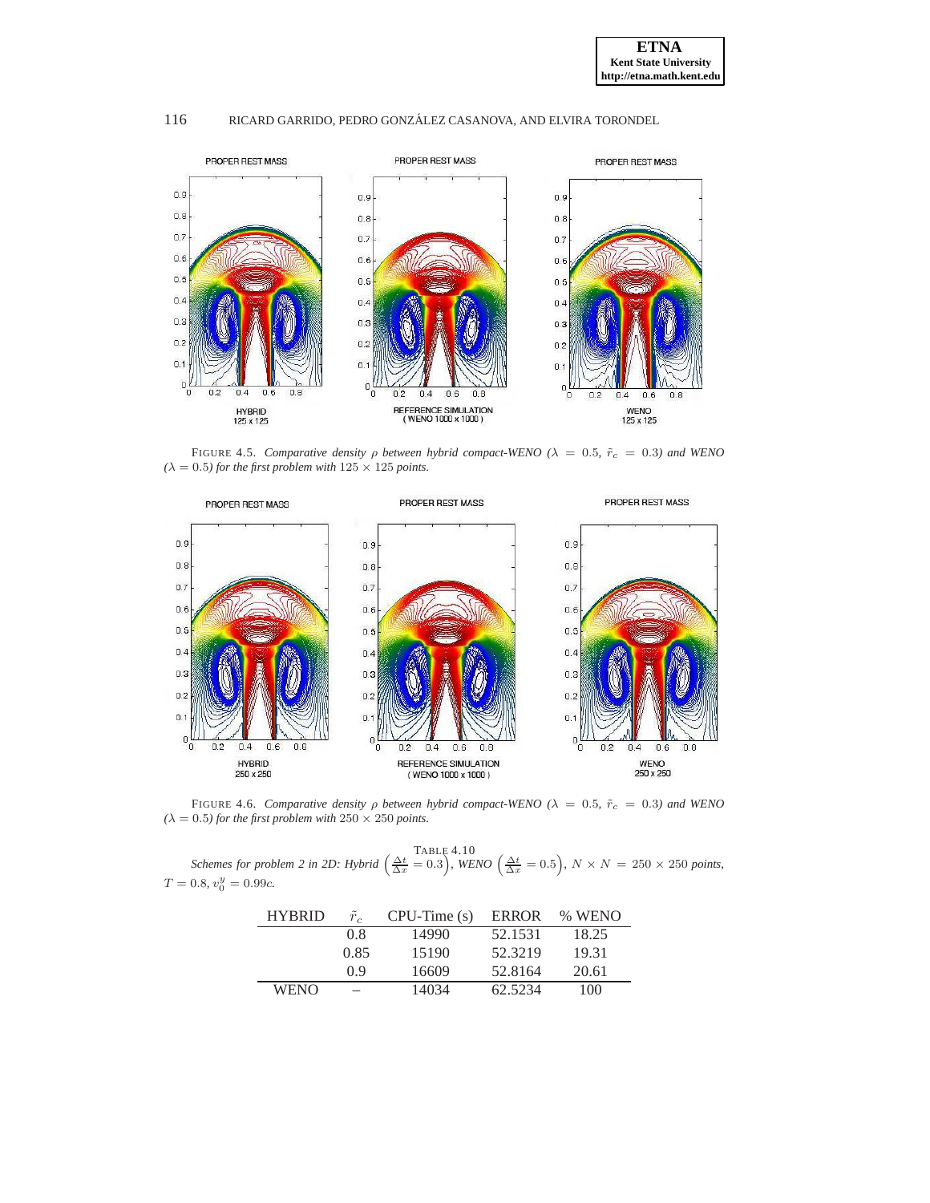FIGURE 4.5. *Comparative density $\rho$ between hybrid compact-WENO ($\lambda = 0.5$, $\tilde{r}_c = 0.3$) and WENO ($\lambda = 0.5$) for the first problem with $125 \times 125$ points.*

FIGURE 4.6. *Comparative density $\rho$ between hybrid compact-WENO ($\lambda = 0.5$, $\tilde{r}_c = 0.3$) and WENO ($\lambda = 0.5$) for the first problem with $250 \times 250$ points.*

TABLE 4.10
*Schemes for problem 2 in 2D: Hybrid $\left(\frac{\Delta t}{\Delta x} = 0.3\right)$, WENO $\left(\frac{\Delta t}{\Delta x} = 0.5\right)$, $N \times N = 250 \times 250$ points, $T = 0.8$, $v_0^y = 0.99c$.*

| HYBRID | $\tilde{r}_c$ | CPU-Time (s) | ERROR | % WENO |
|---|---|---|---|---|
| | 0.8 | 14990 | 52.1531 | 18.25 |
| | 0.85 | 15190 | 52.3219 | 19.31 |
| | 0.9 | 16609 | 52.8164 | 20.61 |
| WENO | – | 14034 | 62.5234 | 100 |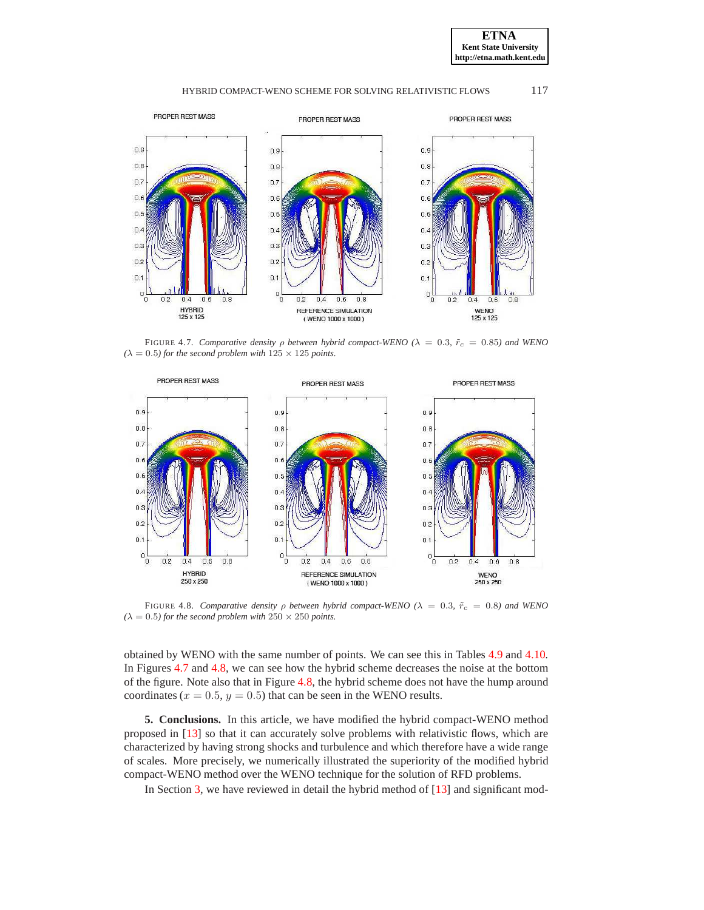FIGURE 4.7. *Comparative density $\rho$ between hybrid compact-WENO ($\lambda = 0.3$, $\bar{r}_c = 0.85$) and WENO ($\lambda = 0.5$) for the second problem with $125 \times 125$ points.*

FIGURE 4.8. *Comparative density $\rho$ between hybrid compact-WENO ($\lambda = 0.3$, $\bar{r}_c = 0.8$) and WENO ($\lambda = 0.5$) for the second problem with $250 \times 250$ points.*

obtained by WENO with the same number of points. We can see this in Tables 4.9 and 4.10. In Figures 4.7 and 4.8, we can see how the hybrid scheme decreases the noise at the bottom of the figure. Note also that in Figure 4.8, the hybrid scheme does not have the hump around coordinates ($x = 0.5$, $y = 0.5$) that can be seen in the WENO results.

**5. Conclusions.** In this article, we have modified the hybrid compact-WENO method proposed in [13] so that it can accurately solve problems with relativistic flows, which are characterized by having strong shocks and turbulence and which therefore have a wide range of scales. More precisely, we numerically illustrated the superiority of the modified hybrid compact-WENO method over the WENO technique for the solution of RFD problems.

In Section 3, we have reviewed in detail the hybrid method of [13] and significant mod-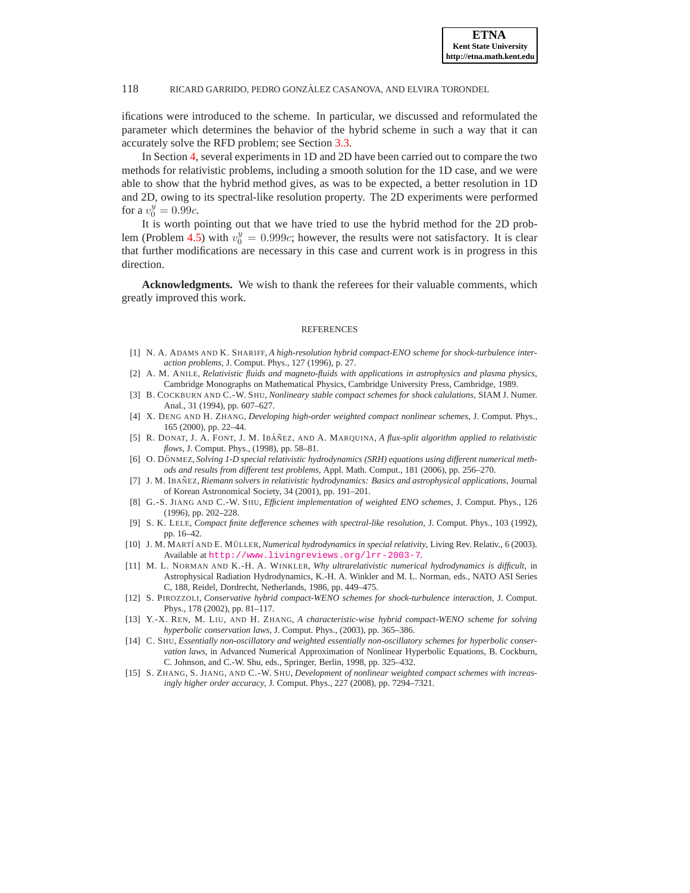ifications were introduced to the scheme. In particular, we discussed and reformulated the parameter which determines the behavior of the hybrid scheme in such a way that it can accurately solve the RFD problem; see Section 3.3.

In Section 4, several experiments in 1D and 2D have been carried out to compare the two methods for relativistic problems, including a smooth solution for the 1D case, and we were able to show that the hybrid method gives, as was to be expected, a better resolution in 1D and 2D, owing to its spectral-like resolution property. The 2D experiments were performed for a $v_0^y = 0.99c$.

It is worth pointing out that we have tried to use the hybrid method for the 2D problem (Problem 4.5) with $v_0^y = 0.999c$; however, the results were not satisfactory. It is clear that further modifications are necessary in this case and current work is in progress in this direction.

**Acknowledgments.** We wish to thank the referees for their valuable comments, which greatly improved this work.

## REFERENCES

[1] N. A. Adams and K. Shariff, *A high-resolution hybrid compact-ENO scheme for shock-turbulence interaction problems*, J. Comput. Phys., 127 (1996), p. 27.

[2] A. M. Anile, *Relativistic fluids and magneto-fluids with applications in astrophysics and plasma physics*, Cambridge Monographs on Mathematical Physics, Cambridge University Press, Cambridge, 1989.

[3] B. Cockburn and C.-W. Shu, *Nonlineary stable compact schemes for shock calulations*, SIAM J. Numer. Anal., 31 (1994), pp. 607–627.

[4] X. Deng and H. Zhang, *Developing high-order weighted compact nonlinear schemes*, J. Comput. Phys., 165 (2000), pp. 22–44.

[5] R. Donat, J. A. Font, J. M. Ibáñez, and A. Marquina, *A flux-split algorithm applied to relativistic flows*, J. Comput. Phys., (1998), pp. 58–81.

[6] O. Dönmez, *Solving 1-D special relativistic hydrodynamics (SRH) equations using different numerical methods and results from different test problems*, Appl. Math. Comput., 181 (2006), pp. 256–270.

[7] J. M. Ibañez, *Riemann solvers in relativistic hydrodynamics: Basics and astrophysical applications*, Journal of Korean Astronomical Society, 34 (2001), pp. 191–201.

[8] G.-S. Jiang and C.-W. Shu, *Efficient implementation of weighted ENO schemes*, J. Comput. Phys., 126 (1996), pp. 202–228.

[9] S. K. Lele, *Compact finite defference schemes with spectral-like resolution*, J. Comput. Phys., 103 (1992), pp. 16–42.

[10] J. M. Martí and E. Müller, *Numerical hydrodynamics in special relativity*, Living Rev. Relativ., 6 (2003). Available at http://www.livingreviews.org/lrr-2003-7.

[11] M. L. Norman and K.-H. A. Winkler, *Why ultrarelativistic numerical hydrodynamics is difficult*, in Astrophysical Radiation Hydrodynamics, K.-H. A. Winkler and M. L. Norman, eds., NATO ASI Series C, 188, Reidel, Dordrecht, Netherlands, 1986, pp. 449–475.

[12] S. Pirozzoli, *Conservative hybrid compact-WENO schemes for shock-turbulence interaction*, J. Comput. Phys., 178 (2002), pp. 81–117.

[13] Y.-X. Ren, M. Liu, and H. Zhang, *A characteristic-wise hybrid compact-WENO scheme for solving hyperbolic conservation laws*, J. Comput. Phys., (2003), pp. 365–386.

[14] C. Shu, *Essentially non-oscillatory and weighted essentially non-oscillatory schemes for hyperbolic conservation laws*, in Advanced Numerical Approximation of Nonlinear Hyperbolic Equations, B. Cockburn, C. Johnson, and C.-W. Shu, eds., Springer, Berlin, 1998, pp. 325–432.

[15] S. Zhang, S. Jiang, and C.-W. Shu, *Development of nonlinear weighted compact schemes with increasingly higher order accuracy*, J. Comput. Phys., 227 (2008), pp. 7294–7321.